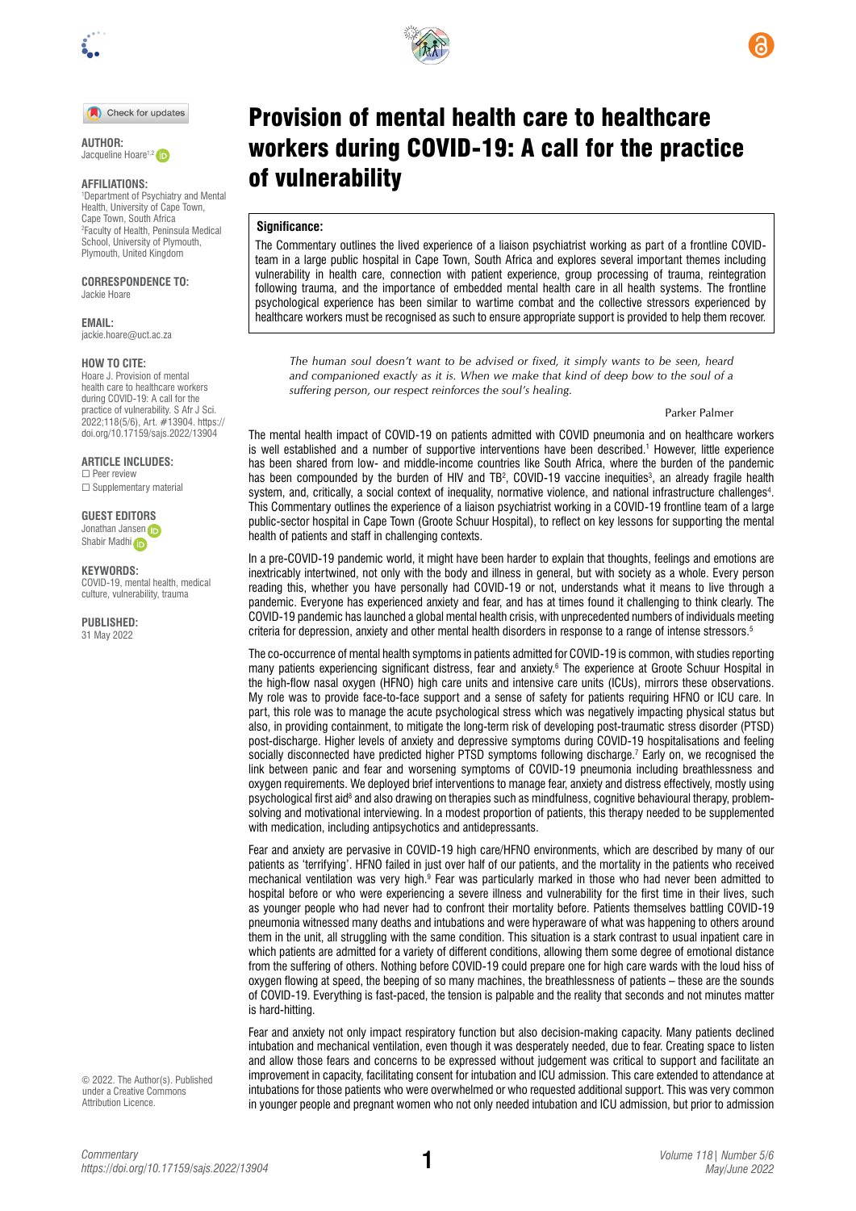# Provision of mental health care to healthcare workers during COVID-19: A call for the practice of vulnerability

**AUTHOR:**
Jacqueline Hoare[1,2]

**AFFILIATIONS:**
[1]Department of Psychiatry and Mental Health, University of Cape Town, Cape Town, South Africa
[2]Faculty of Health, Peninsula Medical School, University of Plymouth, Plymouth, United Kingdom

**CORRESPONDENCE TO:**
Jackie Hoare

**EMAIL:**
jackie.hoare@uct.ac.za

**HOW TO CITE:**
Hoare J. Provision of mental health care to healthcare workers during COVID-19: A call for the practice of vulnerability. S Afr J Sci. 2022;118(5/6), Art. #13904. https://doi.org/10.17159/sajs.2022/13904

**ARTICLE INCLUDES:**
☐ Peer review
☐ Supplementary material

**GUEST EDITORS**
Jonathan Jansen
Shabir Madhi

**KEYWORDS:**
COVID-19, mental health, medical culture, vulnerability, trauma

**PUBLISHED:**
31 May 2022

© 2022. The Author(s). Published under a Creative Commons Attribution Licence.

**Significance:**

The Commentary outlines the lived experience of a liaison psychiatrist working as part of a frontline COVID-team in a large public hospital in Cape Town, South Africa and explores several important themes including vulnerability in health care, connection with patient experience, group processing of trauma, reintegration following trauma, and the importance of embedded mental health care in all health systems. The frontline psychological experience has been similar to wartime combat and the collective stressors experienced by healthcare workers must be recognised as such to ensure appropriate support is provided to help them recover.

> *The human soul doesn't want to be advised or fixed, it simply wants to be seen, heard and companioned exactly as it is. When we make that kind of deep bow to the soul of a suffering person, our respect reinforces the soul's healing.*
>
> Parker Palmer

The mental health impact of COVID-19 on patients admitted with COVID pneumonia and on healthcare workers is well established and a number of supportive interventions have been described.[1] However, little experience has been shared from low- and middle-income countries like South Africa, where the burden of the pandemic has been compounded by the burden of HIV and TB[2], COVID-19 vaccine inequities[3], an already fragile health system, and, critically, a social context of inequality, normative violence, and national infrastructure challenges[4]. This Commentary outlines the experience of a liaison psychiatrist working in a COVID-19 frontline team of a large public-sector hospital in Cape Town (Groote Schuur Hospital), to reflect on key lessons for supporting the mental health of patients and staff in challenging contexts.

In a pre-COVID-19 pandemic world, it might have been harder to explain that thoughts, feelings and emotions are inextricably intertwined, not only with the body and illness in general, but with society as a whole. Every person reading this, whether you have personally had COVID-19 or not, understands what it means to live through a pandemic. Everyone has experienced anxiety and fear, and has at times found it challenging to think clearly. The COVID-19 pandemic has launched a global mental health crisis, with unprecedented numbers of individuals meeting criteria for depression, anxiety and other mental health disorders in response to a range of intense stressors.[5]

The co-occurrence of mental health symptoms in patients admitted for COVID-19 is common, with studies reporting many patients experiencing significant distress, fear and anxiety.[6] The experience at Groote Schuur Hospital in the high-flow nasal oxygen (HFNO) high care units and intensive care units (ICUs), mirrors these observations. My role was to provide face-to-face support and a sense of safety for patients requiring HFNO or ICU care. In part, this role was to manage the acute psychological stress which was negatively impacting physical status but also, in providing containment, to mitigate the long-term risk of developing post-traumatic stress disorder (PTSD) post-discharge. Higher levels of anxiety and depressive symptoms during COVID-19 hospitalisations and feeling socially disconnected have predicted higher PTSD symptoms following discharge.[7] Early on, we recognised the link between panic and fear and worsening symptoms of COVID-19 pneumonia including breathlessness and oxygen requirements. We deployed brief interventions to manage fear, anxiety and distress effectively, mostly using psychological first aid[8] and also drawing on therapies such as mindfulness, cognitive behavioural therapy, problem-solving and motivational interviewing. In a modest proportion of patients, this therapy needed to be supplemented with medication, including antipsychotics and antidepressants.

Fear and anxiety are pervasive in COVID-19 high care/HFNO environments, which are described by many of our patients as 'terrifying'. HFNO failed in just over half of our patients, and the mortality in the patients who received mechanical ventilation was very high.[9] Fear was particularly marked in those who had never been admitted to hospital before or who were experiencing a severe illness and vulnerability for the first time in their lives, such as younger people who had never had to confront their mortality before. Patients themselves battling COVID-19 pneumonia witnessed many deaths and intubations and were hyperaware of what was happening to others around them in the unit, all struggling with the same condition. This situation is a stark contrast to usual inpatient care in which patients are admitted for a variety of different conditions, allowing them some degree of emotional distance from the suffering of others. Nothing before COVID-19 could prepare one for high care wards with the loud hiss of oxygen flowing at speed, the beeping of so many machines, the breathlessness of patients – these are the sounds of COVID-19. Everything is fast-paced, the tension is palpable and the reality that seconds and not minutes matter is hard-hitting.

Fear and anxiety not only impact respiratory function but also decision-making capacity. Many patients declined intubation and mechanical ventilation, even though it was desperately needed, due to fear. Creating space to listen and allow those fears and concerns to be expressed without judgement was critical to support and facilitate an improvement in capacity, facilitating consent for intubation and ICU admission. This care extended to attendance at intubations for those patients who were overwhelmed or who requested additional support. This was very common in younger people and pregnant women who not only needed intubation and ICU admission, but prior to admission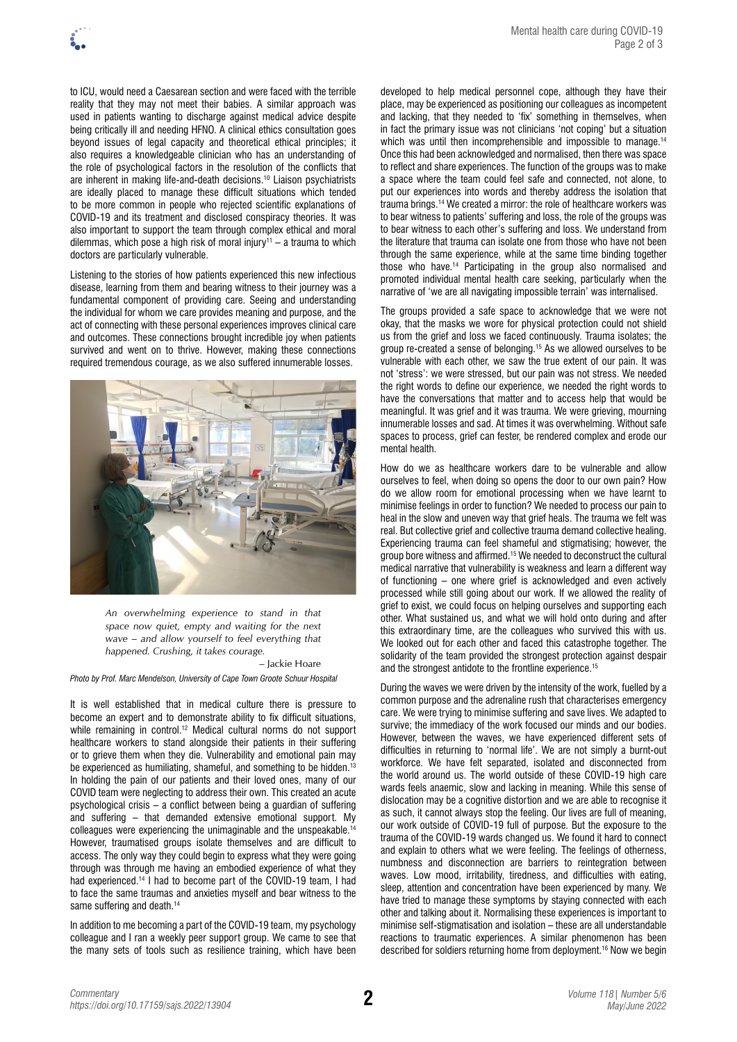to ICU, would need a Caesarean section and were faced with the terrible reality that they may not meet their babies. A similar approach was used in patients wanting to discharge against medical advice despite being critically ill and needing HFNO. A clinical ethics consultation goes beyond issues of legal capacity and theoretical ethical principles; it also requires a knowledgeable clinician who has an understanding of the role of psychological factors in the resolution of the conflicts that are inherent in making life-and-death decisions.[10] Liaison psychiatrists are ideally placed to manage these difficult situations which tended to be more common in people who rejected scientific explanations of COVID-19 and its treatment and disclosed conspiracy theories. It was also important to support the team through complex ethical and moral dilemmas, which pose a high risk of moral injury[11] – a trauma to which doctors are particularly vulnerable.

Listening to the stories of how patients experienced this new infectious disease, learning from them and bearing witness to their journey was a fundamental component of providing care. Seeing and understanding the individual for whom we care provides meaning and purpose, and the act of connecting with these personal experiences improves clinical care and outcomes. These connections brought incredible joy when patients survived and went on to thrive. However, making these connections required tremendous courage, as we also suffered innumerable losses.

*An overwhelming experience to stand in that space now quiet, empty and waiting for the next wave – and allow yourself to feel everything that happened. Crushing, it takes courage.*

– Jackie Hoare

*Photo by Prof. Marc Mendelson, University of Cape Town Groote Schuur Hospital*

It is well established that in medical culture there is pressure to become an expert and to demonstrate ability to fix difficult situations, while remaining in control.[12] Medical cultural norms do not support healthcare workers to stand alongside their patients in their suffering or to grieve them when they die. Vulnerability and emotional pain may be experienced as humiliating, shameful, and something to be hidden.[13] In holding the pain of our patients and their loved ones, many of our COVID team were neglecting to address their own. This created an acute psychological crisis – a conflict between being a guardian of suffering and suffering – that demanded extensive emotional support. My colleagues were experiencing the unimaginable and the unspeakable.[14] However, traumatised groups isolate themselves and are difficult to access. The only way they could begin to express what they were going through was through me having an embodied experience of what they had experienced.[14] I had to become part of the COVID-19 team, I had to face the same traumas and anxieties myself and bear witness to the same suffering and death.[14]

In addition to me becoming a part of the COVID-19 team, my psychology colleague and I ran a weekly peer support group. We came to see that the many sets of tools such as resilience training, which have been developed to help medical personnel cope, although they have their place, may be experienced as positioning our colleagues as incompetent and lacking, that they needed to 'fix' something in themselves, when in fact the primary issue was not clinicians 'not coping' but a situation which was until then incomprehensible and impossible to manage.[14] Once this had been acknowledged and normalised, then there was space to reflect and share experiences. The function of the groups was to make a space where the team could feel safe and connected, not alone, to put our experiences into words and thereby address the isolation that trauma brings.[14] We created a mirror: the role of healthcare workers was to bear witness to patients' suffering and loss, the role of the groups was to bear witness to each other's suffering and loss. We understand from the literature that trauma can isolate one from those who have not been through the same experience, while at the same time binding together those who have.[14] Participating in the group also normalised and promoted individual mental health care seeking, particularly when the narrative of 'we are all navigating impossible terrain' was internalised.

The groups provided a safe space to acknowledge that we were not okay, that the masks we wore for physical protection could not shield us from the grief and loss we faced continuously. Trauma isolates; the group re-created a sense of belonging.[15] As we allowed ourselves to be vulnerable with each other, we saw the true extent of our pain. It was not 'stress': we were stressed, but our pain was not stress. We needed the right words to define our experience, we needed the right words to have the conversations that matter and to access help that would be meaningful. It was grief and it was trauma. We were grieving, mourning innumerable losses and sad. At times it was overwhelming. Without safe spaces to process, grief can fester, be rendered complex and erode our mental health.

How do we as healthcare workers dare to be vulnerable and allow ourselves to feel, when doing so opens the door to our own pain? How do we allow room for emotional processing when we have learnt to minimise feelings in order to function? We needed to process our pain to heal in the slow and uneven way that grief heals. The trauma we felt was real. But collective grief and collective trauma demand collective healing. Experiencing trauma can feel shameful and stigmatising; however, the group bore witness and affirmed.[15] We needed to deconstruct the cultural medical narrative that vulnerability is weakness and learn a different way of functioning – one where grief is acknowledged and even actively processed while still going about our work. If we allowed the reality of grief to exist, we could focus on helping ourselves and supporting each other. What sustained us, and what we will hold onto during and after this extraordinary time, are the colleagues who survived this with us. We looked out for each other and faced this catastrophe together. The solidarity of the team provided the strongest protection against despair and the strongest antidote to the frontline experience.[15]

During the waves we were driven by the intensity of the work, fuelled by a common purpose and the adrenaline rush that characterises emergency care. We were trying to minimise suffering and save lives. We adapted to survive; the immediacy of the work focused our minds and our bodies. However, between the waves, we have experienced different sets of difficulties in returning to 'normal life'. We are not simply a burnt-out workforce. We have felt separated, isolated and disconnected from the world around us. The world outside of these COVID-19 high care wards feels anaemic, slow and lacking in meaning. While this sense of dislocation may be a cognitive distortion and we are able to recognise it as such, it cannot always stop the feeling. Our lives are full of meaning, our work outside of COVID-19 full of purpose. But the exposure to the trauma of the COVID-19 wards changed us. We found it hard to connect and explain to others what we were feeling. The feelings of otherness, numbness and disconnection are barriers to reintegration between waves. Low mood, irritability, tiredness, and difficulties with eating, sleep, attention and concentration have been experienced by many. We have tried to manage these symptoms by staying connected with each other and talking about it. Normalising these experiences is important to minimise self-stigmatisation and isolation – these are all understandable reactions to traumatic experiences. A similar phenomenon has been described for soldiers returning home from deployment.[16] Now we begin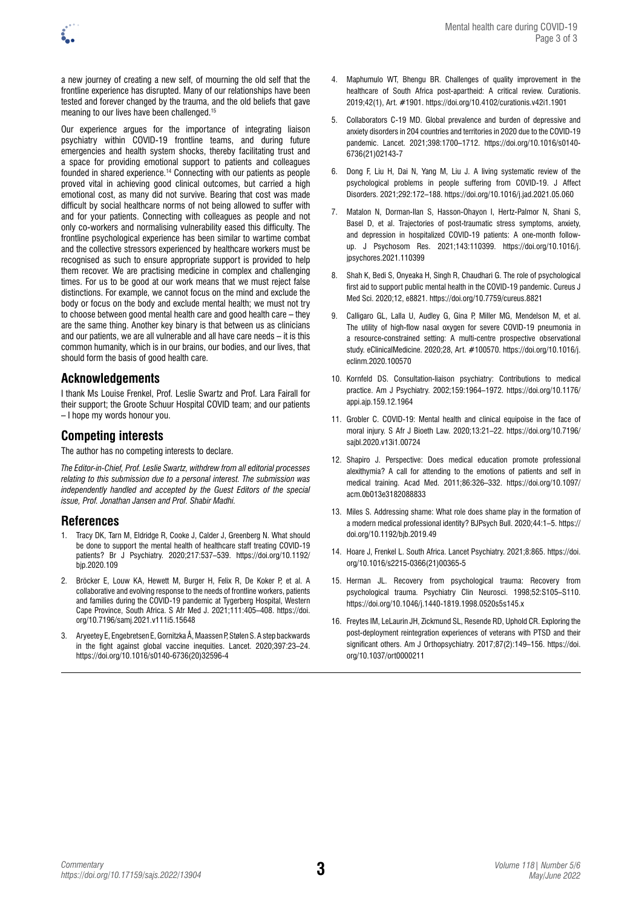a new journey of creating a new self, of mourning the old self that the frontline experience has disrupted. Many of our relationships have been tested and forever changed by the trauma, and the old beliefs that gave meaning to our lives have been challenged.[15]

Our experience argues for the importance of integrating liaison psychiatry within COVID-19 frontline teams, and during future emergencies and health system shocks, thereby facilitating trust and a space for providing emotional support to patients and colleagues founded in shared experience.[14] Connecting with our patients as people proved vital in achieving good clinical outcomes, but carried a high emotional cost, as many did not survive. Bearing that cost was made difficult by social healthcare norms of not being allowed to suffer with and for your patients. Connecting with colleagues as people and not only co-workers and normalising vulnerability eased this difficulty. The frontline psychological experience has been similar to wartime combat and the collective stressors experienced by healthcare workers must be recognised as such to ensure appropriate support is provided to help them recover. We are practising medicine in complex and challenging times. For us to be good at our work means that we must reject false distinctions. For example, we cannot focus on the mind and exclude the body or focus on the body and exclude mental health; we must not try to choose between good mental health care and good health care – they are the same thing. Another key binary is that between us as clinicians and our patients, we are all vulnerable and all have care needs – it is this common humanity, which is in our brains, our bodies, and our lives, that should form the basis of good health care.

## Acknowledgements

I thank Ms Louise Frenkel, Prof. Leslie Swartz and Prof. Lara Fairall for their support; the Groote Schuur Hospital COVID team; and our patients – I hope my words honour you.

## Competing interests

The author has no competing interests to declare.

*The Editor-in-Chief, Prof. Leslie Swartz, withdrew from all editorial processes relating to this submission due to a personal interest. The submission was independently handled and accepted by the Guest Editors of the special issue, Prof. Jonathan Jansen and Prof. Shabir Madhi.*

## References

1. Tracy DK, Tarn M, Eldridge R, Cooke J, Calder J, Greenberg N. What should be done to support the mental health of healthcare staff treating COVID-19 patients? Br J Psychiatry. 2020;217:537–539. https://doi.org/10.1192/bjp.2020.109
2. Bröcker E, Louw KA, Hewett M, Burger H, Felix R, De Koker P, et al. A collaborative and evolving response to the needs of frontline workers, patients and families during the COVID-19 pandemic at Tygerberg Hospital, Western Cape Province, South Africa. S Afr Med J. 2021;111:405–408. https://doi.org/10.7196/samj.2021.v111i5.15648
3. Aryeetey E, Engebretsen E, Gornitzka Å, Maassen P, Stølen S. A step backwards in the fight against global vaccine inequities. Lancet. 2020;397:23–24. https://doi.org/10.1016/s0140-6736(20)32596-4
4. Maphumulo WT, Bhengu BR. Challenges of quality improvement in the healthcare of South Africa post-apartheid: A critical review. Curationis. 2019;42(1), Art. #1901. https://doi.org/10.4102/curationis.v42i1.1901
5. Collaborators C-19 MD. Global prevalence and burden of depressive and anxiety disorders in 204 countries and territories in 2020 due to the COVID-19 pandemic. Lancet. 2021;398:1700–1712. https://doi.org/10.1016/s0140-6736(21)02143-7
6. Dong F, Liu H, Dai N, Yang M, Liu J. A living systematic review of the psychological problems in people suffering from COVID-19. J Affect Disorders. 2021;292:172–188. https://doi.org/10.1016/j.jad.2021.05.060
7. Matalon N, Dorman-Ilan S, Hasson-Ohayon I, Hertz-Palmor N, Shani S, Basel D, et al. Trajectories of post-traumatic stress symptoms, anxiety, and depression in hospitalized COVID-19 patients: A one-month follow-up. J Psychosom Res. 2021;143:110399. https://doi.org/10.1016/j.jpsychores.2021.110399
8. Shah K, Bedi S, Onyeaka H, Singh R, Chaudhari G. The role of psychological first aid to support public mental health in the COVID-19 pandemic. Cureus J Med Sci. 2020;12, e8821. https://doi.org/10.7759/cureus.8821
9. Calligaro GL, Lalla U, Audley G, Gina P, Miller MG, Mendelson M, et al. The utility of high-flow nasal oxygen for severe COVID-19 pneumonia in a resource-constrained setting: A multi-centre prospective observational study. eClinicalMedicine. 2020;28, Art. #100570. https://doi.org/10.1016/j.eclinm.2020.100570
10. Kornfeld DS. Consultation-liaison psychiatry: Contributions to medical practice. Am J Psychiatry. 2002;159:1964–1972. https://doi.org/10.1176/appi.ajp.159.12.1964
11. Grobler C. COVID-19: Mental health and clinical equipoise in the face of moral injury. S Afr J Bioeth Law. 2020;13:21–22. https://doi.org/10.7196/sajbl.2020.v13i1.00724
12. Shapiro J. Perspective: Does medical education promote professional alexithymia? A call for attending to the emotions of patients and self in medical training. Acad Med. 2011;86:326–332. https://doi.org/10.1097/acm.0b013e3182088833
13. Miles S. Addressing shame: What role does shame play in the formation of a modern medical professional identity? BJPsych Bull. 2020;44:1–5. https://doi.org/10.1192/bjb.2019.49
14. Hoare J, Frenkel L. South Africa. Lancet Psychiatry. 2021;8:865. https://doi.org/10.1016/s2215-0366(21)00365-5
15. Herman JL. Recovery from psychological trauma. Psychiatry Clin Neurosci. 1998;52:S105–S110. https://doi.org/10.1046/j.1440-1819.1998.0520s5s145.x
16. Freytes IM, LeLaurin JH, Zickmund SL, Resende RD, Uphold CR. Exploring the post-deployment reintegration experiences of veterans with PTSD and their significant others. Am J Orthopsychiatry. 2017;87(2):149–156. https://doi.org/10.1037/ort0000211